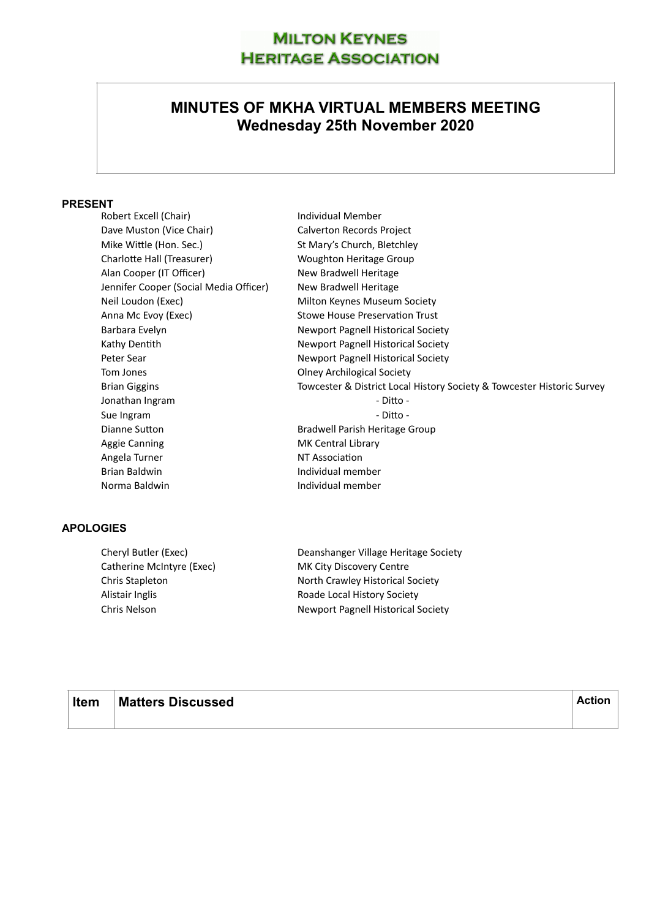# MILTON KEYNES HERITAGE ASSOCIATION

## MINUTES OF MKHA VIRTUAL MEMBERS MEETING
## Wednesday 25th November 2020

### PRESENT

| | |
|---|---|
| Robert Excell (Chair) | Individual Member |
| Dave Muston (Vice Chair) | Calverton Records Project |
| Mike Wittle (Hon. Sec.) | St Mary's Church, Bletchley |
| Charlotte Hall (Treasurer) | Woughton Heritage Group |
| Alan Cooper (IT Officer) | New Bradwell Heritage |
| Jennifer Cooper (Social Media Officer) | New Bradwell Heritage |
| Neil Loudon (Exec) | Milton Keynes Museum Society |
| Anna Mc Evoy (Exec) | Stowe House Preservation Trust |
| Barbara Evelyn | Newport Pagnell Historical Society |
| Kathy Dentith | Newport Pagnell Historical Society |
| Peter Sear | Newport Pagnell Historical Society |
| Tom Jones | Olney Archilogical Society |
| Brian Giggins | Towcester & District Local History Society & Towcester Historic Survey |
| Jonathan Ingram | - Ditto - |
| Sue Ingram | - Ditto - |
| Dianne Sutton | Bradwell Parish Heritage Group |
| Aggie Canning | MK Central Library |
| Angela Turner | NT Association |
| Brian Baldwin | Individual member |
| Norma Baldwin | Individual member |

### APOLOGIES

| | |
|---|---|
| Cheryl Butler (Exec) | Deanshanger Village Heritage Society |
| Catherine McIntyre (Exec) | MK City Discovery Centre |
| Chris Stapleton | North Crawley Historical Society |
| Alistair Inglis | Roade Local History Society |
| Chris Nelson | Newport Pagnell Historical Society |

| Item | Matters Discussed | Action |
|---|---|---|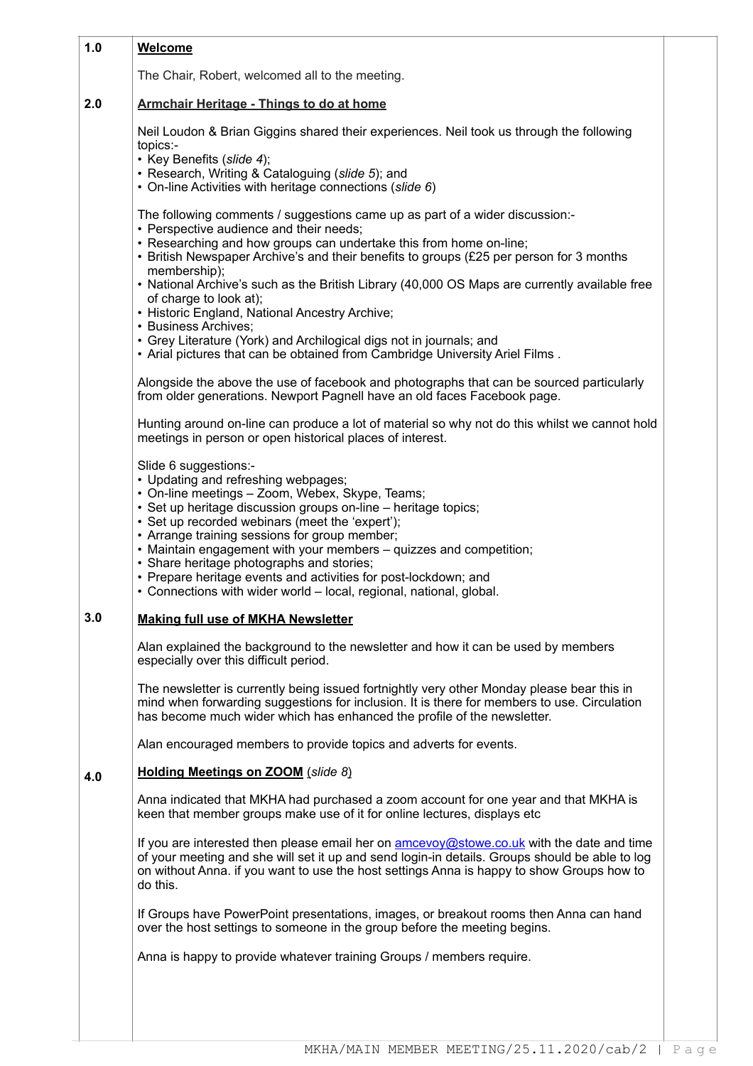## 1.0 Welcome

The Chair, Robert, welcomed all to the meeting.

## 2.0 Armchair Heritage - Things to do at home

Neil Loudon & Brian Giggins shared their experiences. Neil took us through the following topics:-

- Key Benefits (*slide 4*);
- Research, Writing & Cataloguing (*slide 5*); and
- On-line Activities with heritage connections (*slide 6*)

The following comments / suggestions came up as part of a wider discussion:-

- Perspective audience and their needs;
- Researching and how groups can undertake this from home on-line;
- British Newspaper Archive's and their benefits to groups (£25 per person for 3 months membership);
- National Archive's such as the British Library (40,000 OS Maps are currently available free of charge to look at);
- Historic England, National Ancestry Archive;
- Business Archives;
- Grey Literature (York) and Archilogical digs not in journals; and
- Arial pictures that can be obtained from Cambridge University Ariel Films .

Alongside the above the use of facebook and photographs that can be sourced particularly from older generations. Newport Pagnell have an old faces Facebook page.

Hunting around on-line can produce a lot of material so why not do this whilst we cannot hold meetings in person or open historical places of interest.

Slide 6 suggestions:-

- Updating and refreshing webpages;
- On-line meetings – Zoom, Webex, Skype, Teams;
- Set up heritage discussion groups on-line – heritage topics;
- Set up recorded webinars (meet the 'expert');
- Arrange training sessions for group member;
- Maintain engagement with your members – quizzes and competition;
- Share heritage photographs and stories;
- Prepare heritage events and activities for post-lockdown; and
- Connections with wider world – local, regional, national, global.

## 3.0 Making full use of MKHA Newsletter

Alan explained the background to the newsletter and how it can be used by members especially over this difficult period.

The newsletter is currently being issued fortnightly very other Monday please bear this in mind when forwarding suggestions for inclusion. It is there for members to use. Circulation has become much wider which has enhanced the profile of the newsletter.

Alan encouraged members to provide topics and adverts for events.

## 4.0 Holding Meetings on ZOOM (*slide 8*)

Anna indicated that MKHA had purchased a zoom account for one year and that MKHA is keen that member groups make use of it for online lectures, displays etc

If you are interested then please email her on amcevoy@stowe.co.uk with the date and time of your meeting and she will set it up and send login-in details. Groups should be able to log on without Anna. if you want to use the host settings Anna is happy to show Groups how to do this.

If Groups have PowerPoint presentations, images, or breakout rooms then Anna can hand over the host settings to someone in the group before the meeting begins.

Anna is happy to provide whatever training Groups / members require.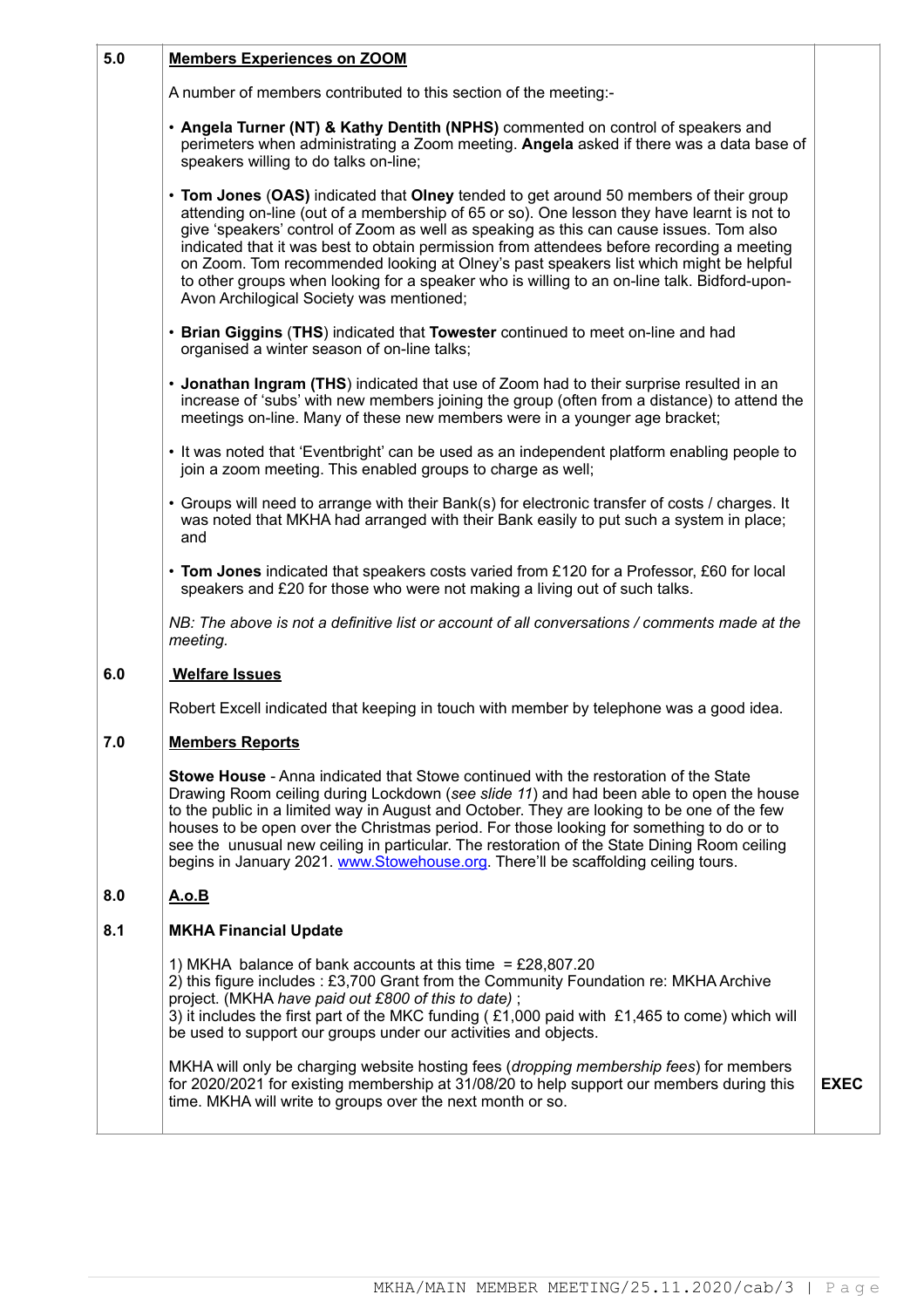| | | |
|---|---|---|
| **5.0** | **Members Experiences on ZOOM**<br><br>A number of members contributed to this section of the meeting:-<br><br>• **Angela Turner (NT) & Kathy Dentith (NPHS)** commented on control of speakers and perimeters when administrating a Zoom meeting. **Angela** asked if there was a data base of speakers willing to do talks on-line;<br><br>• **Tom Jones** (**OAS)** indicated that **Olney** tended to get around 50 members of their group attending on-line (out of a membership of 65 or so). One lesson they have learnt is not to give 'speakers' control of Zoom as well as speaking as this can cause issues. Tom also indicated that it was best to obtain permission from attendees before recording a meeting on Zoom. Tom recommended looking at Olney's past speakers list which might be helpful to other groups when looking for a speaker who is willing to an on-line talk. Bidford-upon-Avon Archilogical Society was mentioned;<br><br>• **Brian Giggins** (**THS**) indicated that **Towester** continued to meet on-line and had organised a winter season of on-line talks;<br><br>• **Jonathan Ingram (THS**) indicated that use of Zoom had to their surprise resulted in an increase of 'subs' with new members joining the group (often from a distance) to attend the meetings on-line. Many of these new members were in a younger age bracket;<br><br>• It was noted that 'Eventbright' can be used as an independent platform enabling people to join a zoom meeting. This enabled groups to charge as well;<br><br>• Groups will need to arrange with their Bank(s) for electronic transfer of costs / charges. It was noted that MKHA had arranged with their Bank easily to put such a system in place; and<br><br>• **Tom Jones** indicated that speakers costs varied from £120 for a Professor, £60 for local speakers and £20 for those who were not making a living out of such talks.<br><br>*NB: The above is not a definitive list or account of all conversations / comments made at the meeting.* | |
| **6.0** | **Welfare Issues**<br><br>Robert Excell indicated that keeping in touch with member by telephone was a good idea. | |
| **7.0** | **Members Reports**<br><br>**Stowe House** - Anna indicated that Stowe continued with the restoration of the State Drawing Room ceiling during Lockdown (*see slide 11*) and had been able to open the house to the public in a limited way in August and October. They are looking to be one of the few houses to be open over the Christmas period. For those looking for something to do or to see the unusual new ceiling in particular. The restoration of the State Dining Room ceiling begins in January 2021. www.Stowehouse.org. There'll be scaffolding ceiling tours. | |
| **8.0** | **A.o.B** | |
| **8.1** | **MKHA Financial Update**<br><br>1) MKHA balance of bank accounts at this time = £28,807.20<br>2) this figure includes : £3,700 Grant from the Community Foundation re: MKHA Archive project. (MKHA *have paid out £800 of this to date)* ;<br>3) it includes the first part of the MKC funding ( £1,000 paid with £1,465 to come) which will be used to support our groups under our activities and objects.<br><br>MKHA will only be charging website hosting fees (*dropping membership fees*) for members for 2020/2021 for existing membership at 31/08/20 to help support our members during this time. MKHA will write to groups over the next month or so. | **EXEC** |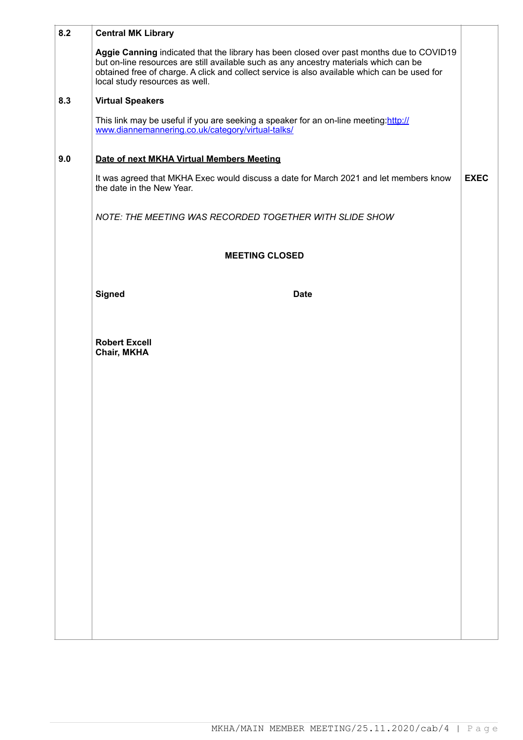| | | |
|---|---|---|
| 8.2 | **Central MK Library**<br><br>**Aggie Canning** indicated that the library has been closed over past months due to COVID19 but on-line resources are still available such as any ancestry materials which can be obtained free of charge. A click and collect service is also available which can be used for local study resources as well. | |
| 8.3 | **Virtual Speakers**<br><br>This link may be useful if you are seeking a speaker for an on-line meeting:http://www.diannemannering.co.uk/category/virtual-talks/ | |
| 9.0 | **Date of next MKHA Virtual Members Meeting**<br><br>It was agreed that MKHA Exec would discuss a date for March 2021 and let members know the date in the New Year.<br><br>*NOTE: THE MEETING WAS RECORDED TOGETHER WITH SLIDE SHOW*<br><br>**MEETING CLOSED**<br><br>**Signed** **Date**<br><br>**Robert Excell**<br>**Chair, MKHA** | **EXEC** |